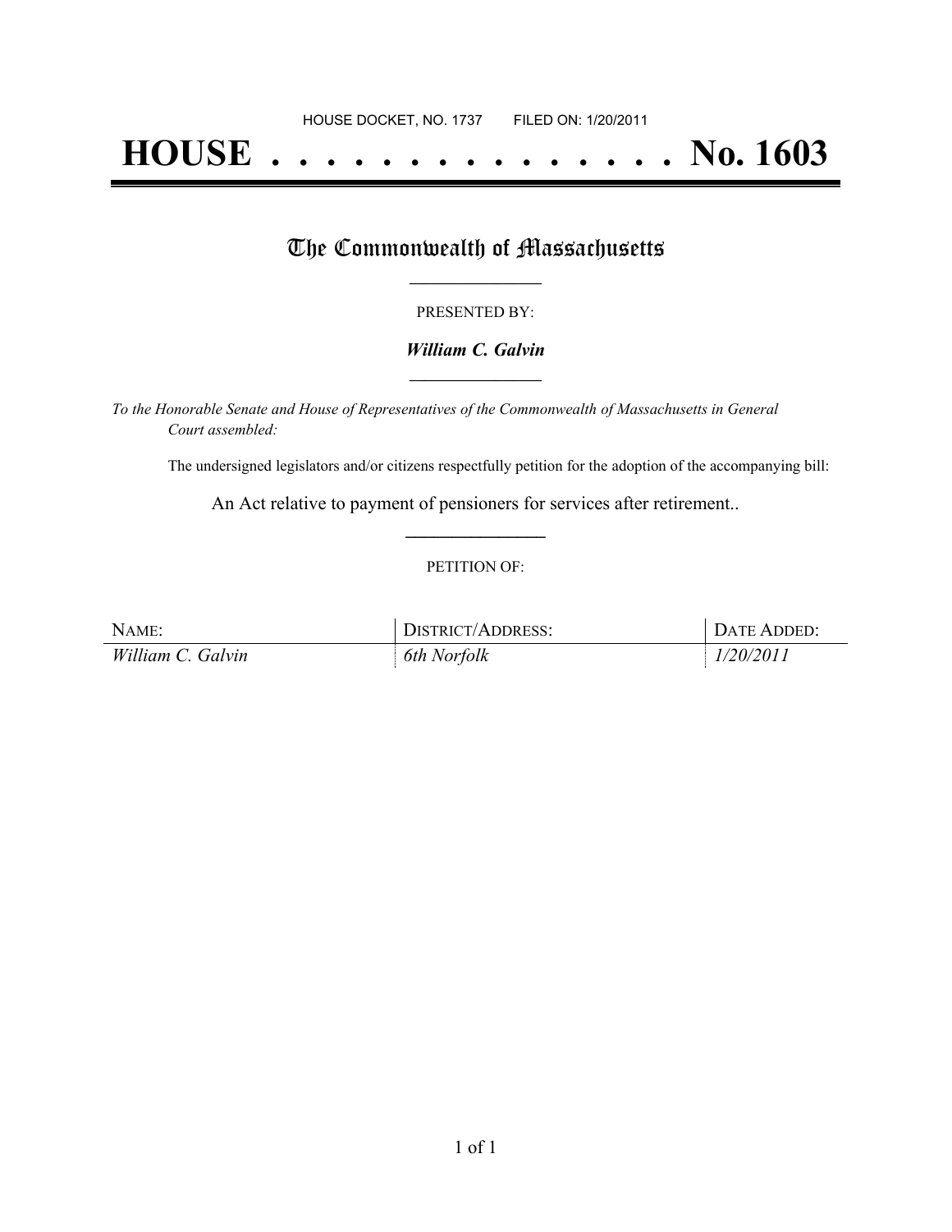HOUSE DOCKET, NO. 1737 FILED ON: 1/20/2011

# HOUSE . . . . . . . . . . . . . . . No. 1603

## The Commonwealth of Massachusetts

PRESENTED BY:

***William C. Galvin***

*To the Honorable Senate and House of Representatives of the Commonwealth of Massachusetts in General Court assembled:*

The undersigned legislators and/or citizens respectfully petition for the adoption of the accompanying bill:

An Act relative to payment of pensioners for services after retirement..

PETITION OF:

| NAME: | DISTRICT/ADDRESS: | DATE ADDED: |
|---|---|---|
| *William C. Galvin* | *6th Norfolk* | *1/20/2011* |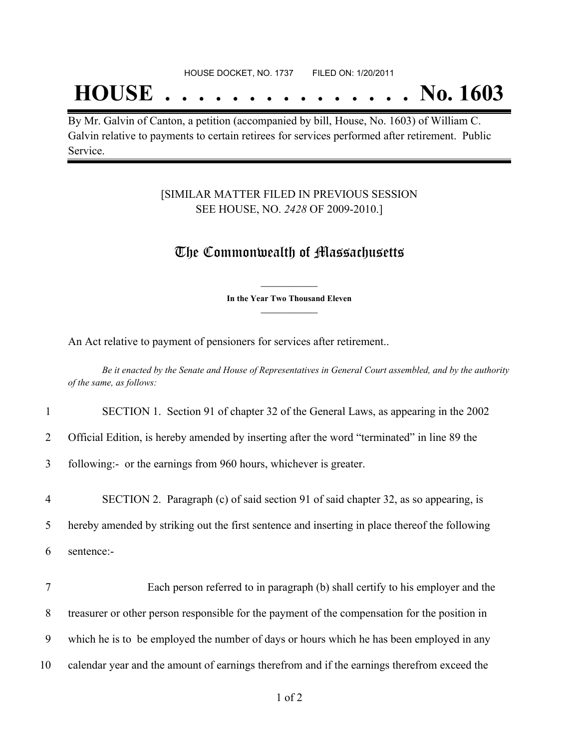HOUSE DOCKET, NO. 1737 FILED ON: 1/20/2011

# HOUSE . . . . . . . . . . . . . . . No. 1603

By Mr. Galvin of Canton, a petition (accompanied by bill, House, No. 1603) of William C. Galvin relative to payments to certain retirees for services performed after retirement. Public Service.

[SIMILAR MATTER FILED IN PREVIOUS SESSION SEE HOUSE, NO. *2428* OF 2009-2010.]

## The Commonwealth of Massachusetts

**In the Year Two Thousand Eleven**

An Act relative to payment of pensioners for services after retirement..

*Be it enacted by the Senate and House of Representatives in General Court assembled, and by the authority of the same, as follows:*

1 SECTION 1. Section 91 of chapter 32 of the General Laws, as appearing in the 2002
2 Official Edition, is hereby amended by inserting after the word "terminated" in line 89 the
3 following:- or the earnings from 960 hours, whichever is greater.

4 SECTION 2. Paragraph (c) of said section 91 of said chapter 32, as so appearing, is
5 hereby amended by striking out the first sentence and inserting in place thereof the following
6 sentence:-

7 Each person referred to in paragraph (b) shall certify to his employer and the
8 treasurer or other person responsible for the payment of the compensation for the position in
9 which he is to be employed the number of days or hours which he has been employed in any
10 calendar year and the amount of earnings therefrom and if the earnings therefrom exceed the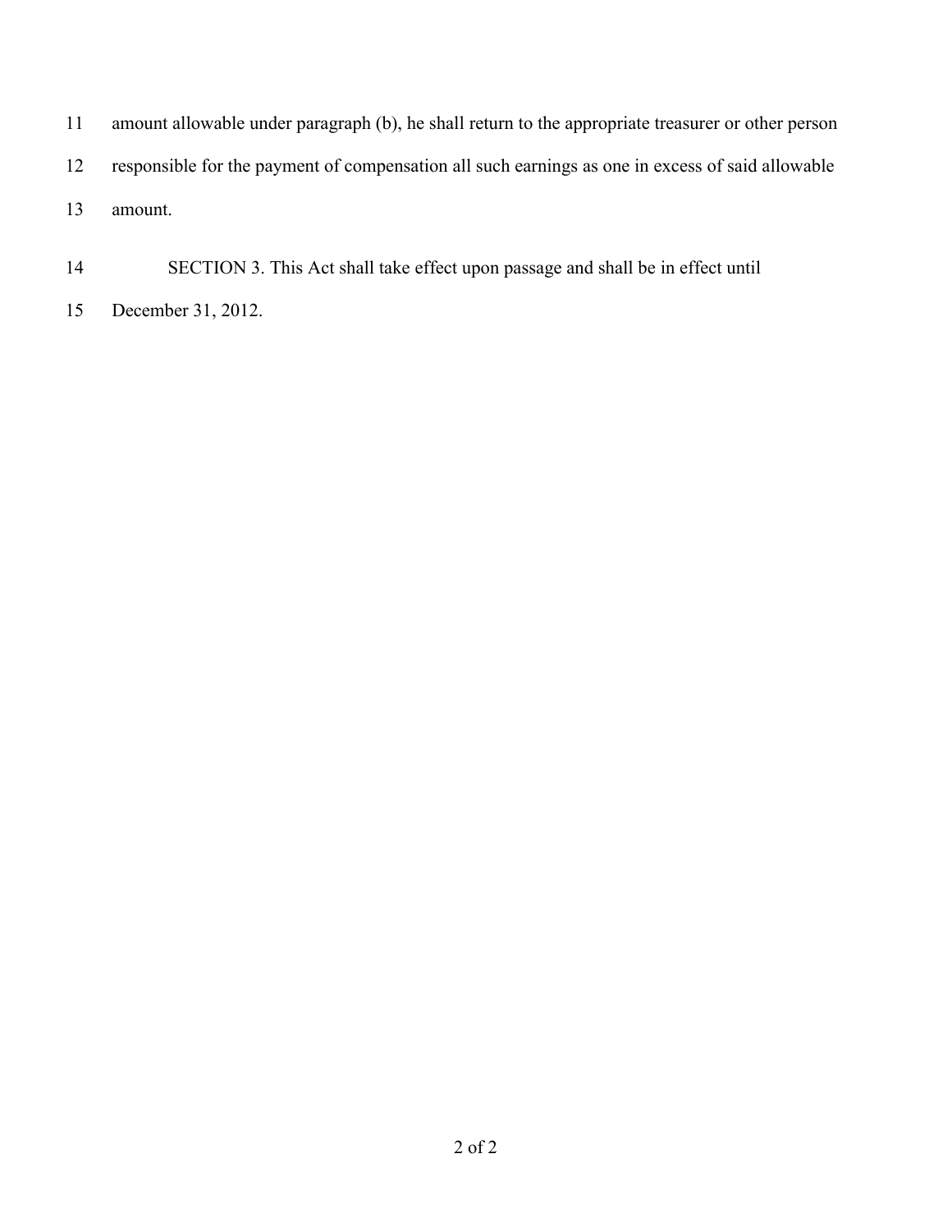amount allowable under paragraph (b), he shall return to the appropriate treasurer or other person responsible for the payment of compensation all such earnings as one in excess of said allowable amount.

SECTION 3. This Act shall take effect upon passage and shall be in effect until December 31, 2012.